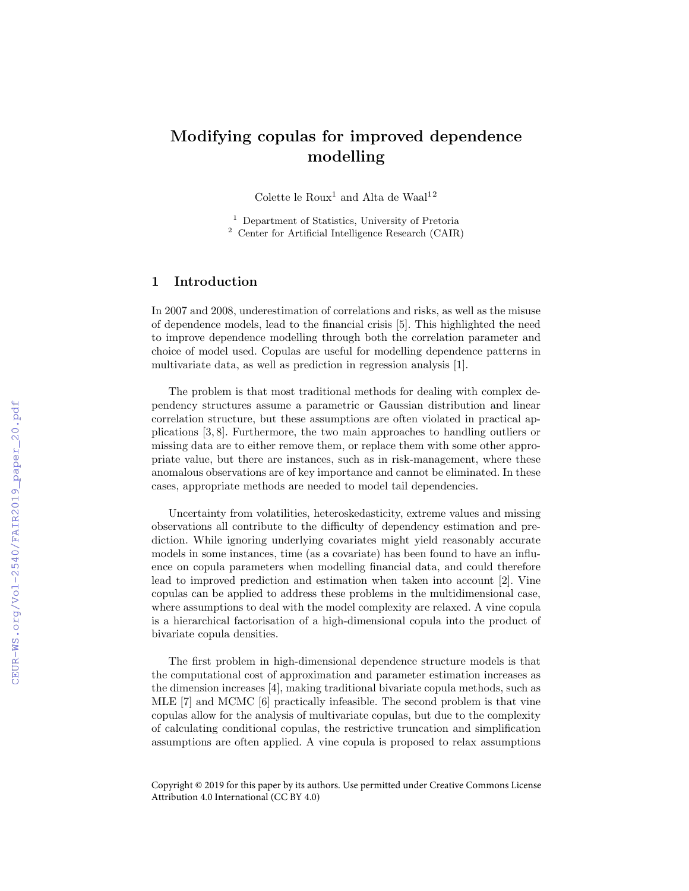# Modifying copulas for improved dependence modelling

Colette le Roux[1] and Alta de Waal[12]

[1] Department of Statistics, University of Pretoria
[2] Center for Artificial Intelligence Research (CAIR)

## 1 Introduction

In 2007 and 2008, underestimation of correlations and risks, as well as the misuse of dependence models, lead to the financial crisis [5]. This highlighted the need to improve dependence modelling through both the correlation parameter and choice of model used. Copulas are useful for modelling dependence patterns in multivariate data, as well as prediction in regression analysis [1].

The problem is that most traditional methods for dealing with complex dependency structures assume a parametric or Gaussian distribution and linear correlation structure, but these assumptions are often violated in practical applications [3, 8]. Furthermore, the two main approaches to handling outliers or missing data are to either remove them, or replace them with some other appropriate value, but there are instances, such as in risk-management, where these anomalous observations are of key importance and cannot be eliminated. In these cases, appropriate methods are needed to model tail dependencies.

Uncertainty from volatilities, heteroskedasticity, extreme values and missing observations all contribute to the difficulty of dependency estimation and prediction. While ignoring underlying covariates might yield reasonably accurate models in some instances, time (as a covariate) has been found to have an influence on copula parameters when modelling financial data, and could therefore lead to improved prediction and estimation when taken into account [2]. Vine copulas can be applied to address these problems in the multidimensional case, where assumptions to deal with the model complexity are relaxed. A vine copula is a hierarchical factorisation of a high-dimensional copula into the product of bivariate copula densities.

The first problem in high-dimensional dependence structure models is that the computational cost of approximation and parameter estimation increases as the dimension increases [4], making traditional bivariate copula methods, such as MLE [7] and MCMC [6] practically infeasible. The second problem is that vine copulas allow for the analysis of multivariate copulas, but due to the complexity of calculating conditional copulas, the restrictive truncation and simplification assumptions are often applied. A vine copula is proposed to relax assumptions

Copyright © 2019 for this paper by its authors. Use permitted under Creative Commons License Attribution 4.0 International (CC BY 4.0)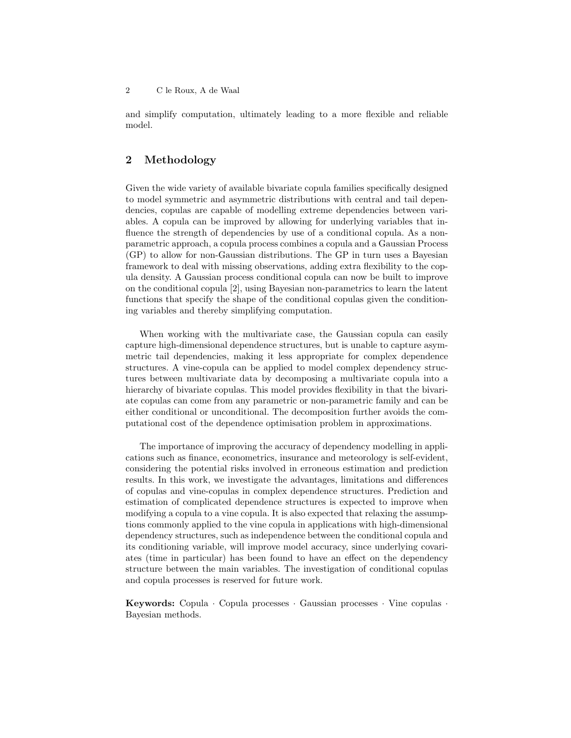and simplify computation, ultimately leading to a more flexible and reliable model.

## 2 Methodology

Given the wide variety of available bivariate copula families specifically designed to model symmetric and asymmetric distributions with central and tail dependencies, copulas are capable of modelling extreme dependencies between variables. A copula can be improved by allowing for underlying variables that influence the strength of dependencies by use of a conditional copula. As a nonparametric approach, a copula process combines a copula and a Gaussian Process (GP) to allow for non-Gaussian distributions. The GP in turn uses a Bayesian framework to deal with missing observations, adding extra flexibility to the copula density. A Gaussian process conditional copula can now be built to improve on the conditional copula [2], using Bayesian non-parametrics to learn the latent functions that specify the shape of the conditional copulas given the conditioning variables and thereby simplifying computation.

When working with the multivariate case, the Gaussian copula can easily capture high-dimensional dependence structures, but is unable to capture asymmetric tail dependencies, making it less appropriate for complex dependence structures. A vine-copula can be applied to model complex dependency structures between multivariate data by decomposing a multivariate copula into a hierarchy of bivariate copulas. This model provides flexibility in that the bivariate copulas can come from any parametric or non-parametric family and can be either conditional or unconditional. The decomposition further avoids the computational cost of the dependence optimisation problem in approximations.

The importance of improving the accuracy of dependency modelling in applications such as finance, econometrics, insurance and meteorology is self-evident, considering the potential risks involved in erroneous estimation and prediction results. In this work, we investigate the advantages, limitations and differences of copulas and vine-copulas in complex dependence structures. Prediction and estimation of complicated dependence structures is expected to improve when modifying a copula to a vine copula. It is also expected that relaxing the assumptions commonly applied to the vine copula in applications with high-dimensional dependency structures, such as independence between the conditional copula and its conditioning variable, will improve model accuracy, since underlying covariates (time in particular) has been found to have an effect on the dependency structure between the main variables. The investigation of conditional copulas and copula processes is reserved for future work.

**Keywords:** Copula · Copula processes · Gaussian processes · Vine copulas · Bayesian methods.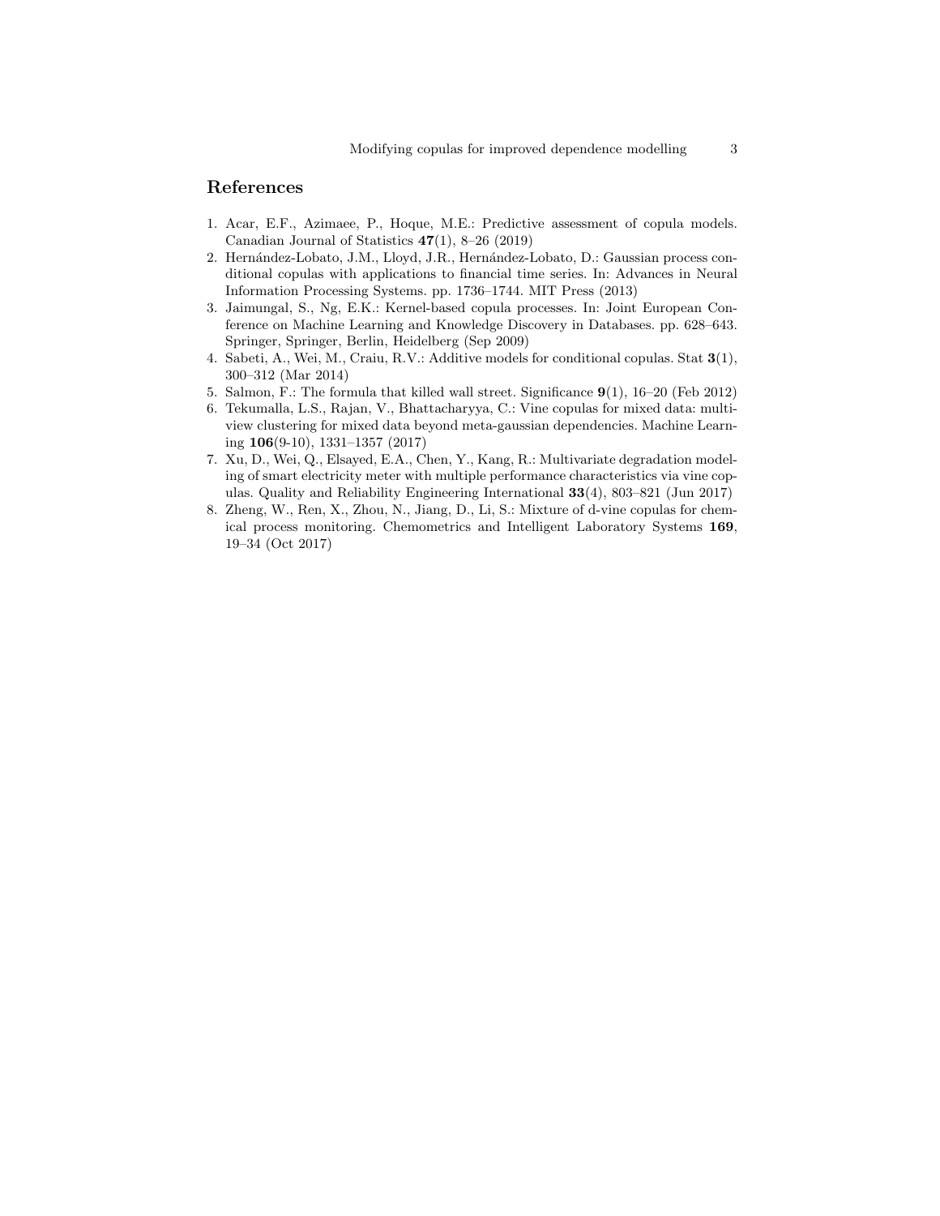## References

1. Acar, E.F., Azimaee, P., Hoque, M.E.: Predictive assessment of copula models. Canadian Journal of Statistics **47**(1), 8–26 (2019)
2. Hernández-Lobato, J.M., Lloyd, J.R., Hernández-Lobato, D.: Gaussian process conditional copulas with applications to financial time series. In: Advances in Neural Information Processing Systems. pp. 1736–1744. MIT Press (2013)
3. Jaimungal, S., Ng, E.K.: Kernel-based copula processes. In: Joint European Conference on Machine Learning and Knowledge Discovery in Databases. pp. 628–643. Springer, Springer, Berlin, Heidelberg (Sep 2009)
4. Sabeti, A., Wei, M., Craiu, R.V.: Additive models for conditional copulas. Stat **3**(1), 300–312 (Mar 2014)
5. Salmon, F.: The formula that killed wall street. Significance **9**(1), 16–20 (Feb 2012)
6. Tekumalla, L.S., Rajan, V., Bhattacharyya, C.: Vine copulas for mixed data: multiview clustering for mixed data beyond meta-gaussian dependencies. Machine Learning **106**(9-10), 1331–1357 (2017)
7. Xu, D., Wei, Q., Elsayed, E.A., Chen, Y., Kang, R.: Multivariate degradation modeling of smart electricity meter with multiple performance characteristics via vine copulas. Quality and Reliability Engineering International **33**(4), 803–821 (Jun 2017)
8. Zheng, W., Ren, X., Zhou, N., Jiang, D., Li, S.: Mixture of d-vine copulas for chemical process monitoring. Chemometrics and Intelligent Laboratory Systems **169**, 19–34 (Oct 2017)